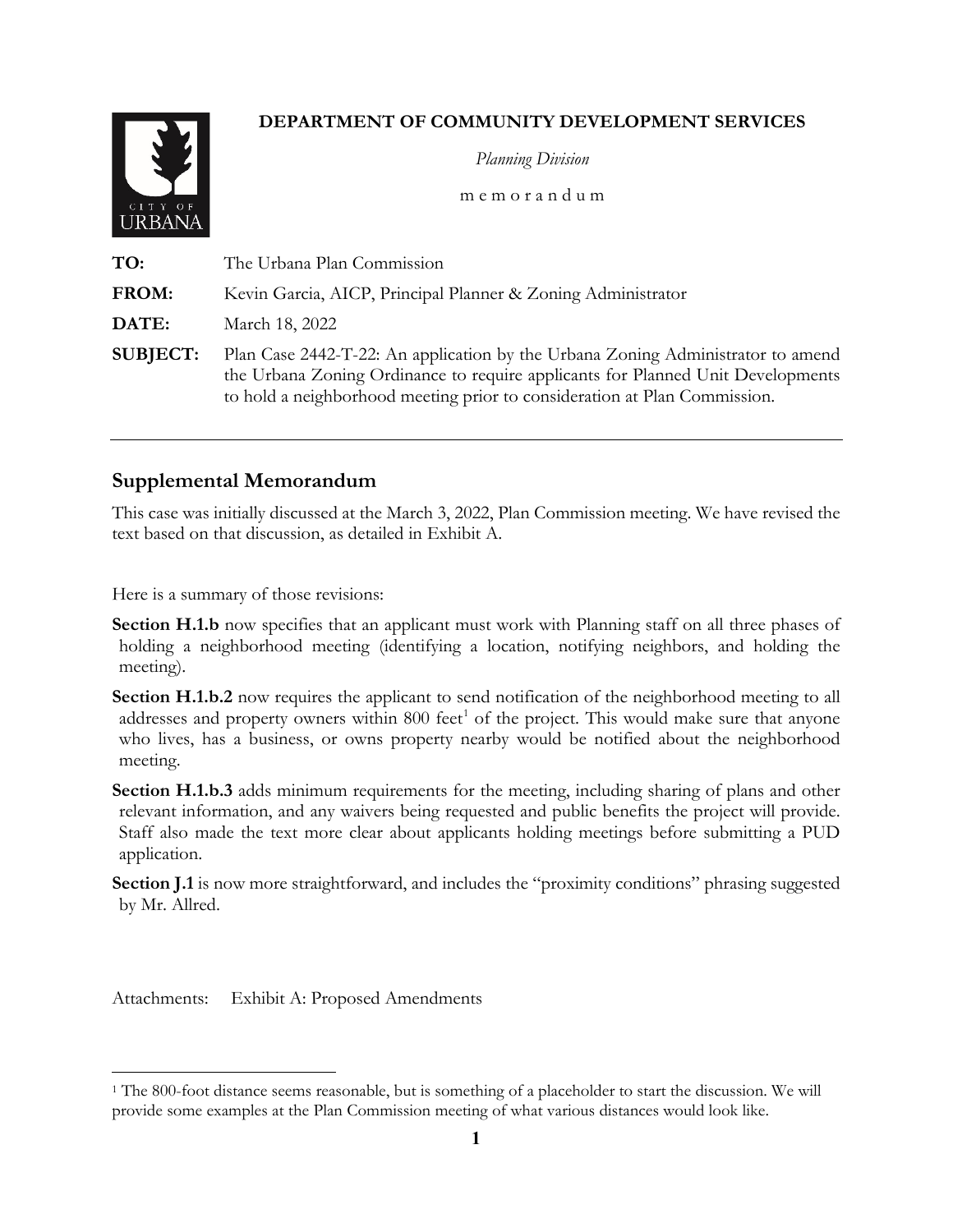**DEPARTMENT OF COMMUNITY DEVELOPMENT SERVICES**

*Planning Division*

m e m o r a n d u m

**TO:** The Urbana Plan Commission

**FROM:** Kevin Garcia, AICP, Principal Planner & Zoning Administrator

**DATE:** March 18, 2022

**SUBJECT:** Plan Case 2442-T-22: An application by the Urbana Zoning Administrator to amend the Urbana Zoning Ordinance to require applicants for Planned Unit Developments to hold a neighborhood meeting prior to consideration at Plan Commission.

---

## Supplemental Memorandum

This case was initially discussed at the March 3, 2022, Plan Commission meeting. We have revised the text based on that discussion, as detailed in Exhibit A.

Here is a summary of those revisions:

**Section H.1.b** now specifies that an applicant must work with Planning staff on all three phases of holding a neighborhood meeting (identifying a location, notifying neighbors, and holding the meeting).

**Section H.1.b.2** now requires the applicant to send notification of the neighborhood meeting to all addresses and property owners within 800 feet[1] of the project. This would make sure that anyone who lives, has a business, or owns property nearby would be notified about the neighborhood meeting.

**Section H.1.b.3** adds minimum requirements for the meeting, including sharing of plans and other relevant information, and any waivers being requested and public benefits the project will provide. Staff also made the text more clear about applicants holding meetings before submitting a PUD application.

**Section J.1** is now more straightforward, and includes the "proximity conditions" phrasing suggested by Mr. Allred.

Attachments: Exhibit A: Proposed Amendments

---

[1] The 800-foot distance seems reasonable, but is something of a placeholder to start the discussion. We will provide some examples at the Plan Commission meeting of what various distances would look like.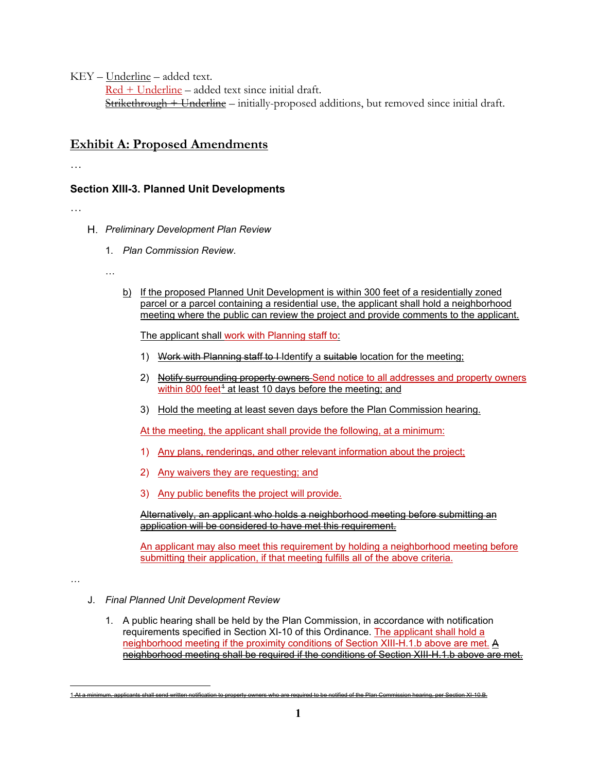KEY – <u>Underline</u> – added text.

<u>Red + Underline</u> – added text since initial draft.

~~<u>Strikethrough + Underline</u>~~ – initially-proposed additions, but removed since initial draft.

## Exhibit A: Proposed Amendments

…

### Section XIII-3. Planned Unit Developments

…

H. *Preliminary Development Plan Review*

1. *Plan Commission Review*.

…

b) <u>If the proposed Planned Unit Development is within 300 feet of a residentially zoned parcel or a parcel containing a residential use, the applicant shall hold a neighborhood meeting where the public can review the project and provide comments to the applicant.</u>

<u>The applicant shall work with Planning staff to:</u>

1) ~~<u>Work with Planning staff to I</u>~~<u>Identify a</u> ~~<u>suitable</u>~~ <u>location for the meeting;</u>

2) ~~<u>Notify surrounding property owners</u>~~ <u>Send notice to all addresses and property owners within 800 feet[1] at least 10 days before the meeting; and</u>

3) <u>Hold the meeting at least seven days before the Plan Commission hearing.</u>

<u>At the meeting, the applicant shall provide the following, at a minimum:</u>

1) <u>Any plans, renderings, and other relevant information about the project;</u>

2) <u>Any waivers they are requesting; and</u>

3) <u>Any public benefits the project will provide.</u>

~~<u>Alternatively, an applicant who holds a neighborhood meeting before submitting an application will be considered to have met this requirement.</u>~~

<u>An applicant may also meet this requirement by holding a neighborhood meeting before submitting their application, if that meeting fulfills all of the above criteria.</u>

…

J. *Final Planned Unit Development Review*

1. A public hearing shall be held by the Plan Commission, in accordance with notification requirements specified in Section XI-10 of this Ordinance. <u>The applicant shall hold a neighborhood meeting if the proximity conditions of Section XIII-H.1.b above are met.</u> ~~<u>A neighborhood meeting shall be required if the conditions of Section XIII-H.1.b above are met.</u>~~

---

~~<u>1 At a minimum, applicants shall send written notification to property owners who are required to be notified of the Plan Commission hearing, per Section XI-10.B.</u>~~